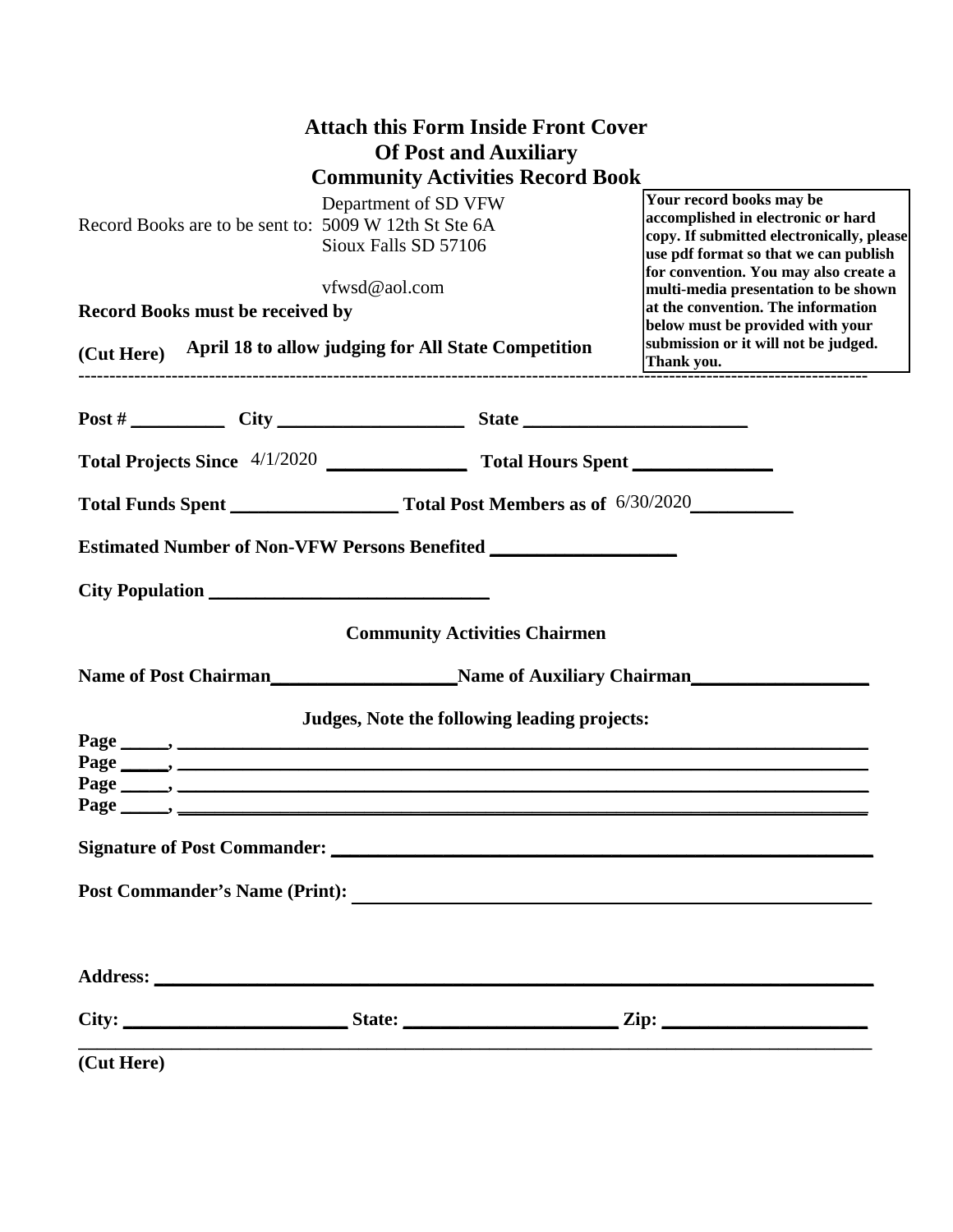# Attach this Form Inside Front Cover Of Post and Auxiliary Community Activities Record Book

Record Books are to be sent to: Department of SD VFW
5009 W 12th St Ste 6A
Sioux Falls SD 57106

vfwsd@aol.com

**Record Books must be received by**

**(Cut Here)** **April 18 to allow judging for All State Competition**

**Your record books may be accomplished in electronic or hard copy. If submitted electronically, please use pdf format so that we can publish for convention. You may also create a multi-media presentation to be shown at the convention. The information below must be provided with your submission or it will not be judged. Thank you.**

---

**Post #** __________ **City** ____________________ **State** ________________________

**Total Projects Since** 4/1/2020 _______________ **Total Hours Spent** _______________

**Total Funds Spent** __________________ **Total Post Members as of** 6/30/2020___________

**Estimated Number of Non-VFW Persons Benefited** ____________________

**City Population** ______________________________

**Community Activities Chairmen**

**Name of Post Chairman**____________________**Name of Auxiliary Chairman**___________________

**Judges, Note the following leading projects:**

**Page** _____, ________________________________________________________________________

**Page** _____, ________________________________________________________________________

**Page** _____, ________________________________________________________________________

**Page** _____, ________________________________________________________________________

**Signature of Post Commander:** ____________________________________________________________

**Post Commander's Name (Print):** _______________________________________________________

**Address:** ________________________________________________________________________________

**City:** ________________________ **State:** _______________________ **Zip:** _____________________

**(Cut Here)**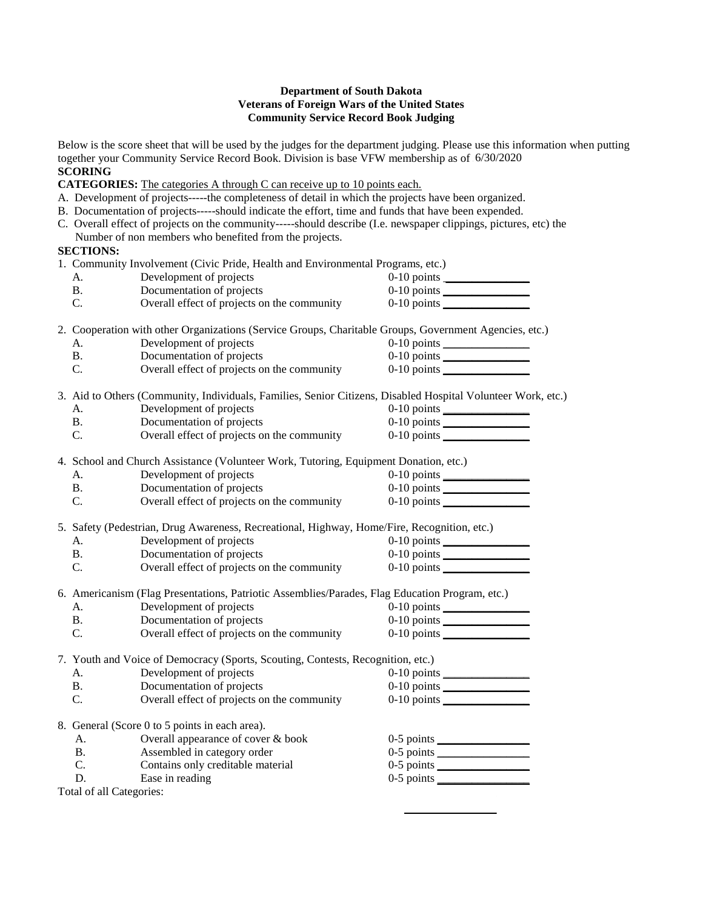**Department of South Dakota**
**Veterans of Foreign Wars of the United States**
**Community Service Record Book Judging**

Below is the score sheet that will be used by the judges for the department judging. Please use this information when putting together your Community Service Record Book. Division is base VFW membership as of 6/30/2020

**SCORING**

**CATEGORIES:** The categories A through C can receive up to 10 points each.

A. Development of projects-----the completeness of detail in which the projects have been organized.
B. Documentation of projects-----should indicate the effort, time and funds that have been expended.
C. Overall effect of projects on the community-----should describe (I.e. newspaper clippings, pictures, etc) the Number of non members who benefited from the projects.

**SECTIONS:**

1. Community Involvement (Civic Pride, Health and Environmental Programs, etc.)
   - A. Development of projects 0-10 points ______________
   - B. Documentation of projects 0-10 points ______________
   - C. Overall effect of projects on the community 0-10 points ______________

2. Cooperation with other Organizations (Service Groups, Charitable Groups, Government Agencies, etc.)
   - A. Development of projects 0-10 points ______________
   - B. Documentation of projects 0-10 points ______________
   - C. Overall effect of projects on the community 0-10 points ______________

3. Aid to Others (Community, Individuals, Families, Senior Citizens, Disabled Hospital Volunteer Work, etc.)
   - A. Development of projects 0-10 points ______________
   - B. Documentation of projects 0-10 points ______________
   - C. Overall effect of projects on the community 0-10 points ______________

4. School and Church Assistance (Volunteer Work, Tutoring, Equipment Donation, etc.)
   - A. Development of projects 0-10 points ______________
   - B. Documentation of projects 0-10 points ______________
   - C. Overall effect of projects on the community 0-10 points ______________

5. Safety (Pedestrian, Drug Awareness, Recreational, Highway, Home/Fire, Recognition, etc.)
   - A. Development of projects 0-10 points ______________
   - B. Documentation of projects 0-10 points ______________
   - C. Overall effect of projects on the community 0-10 points ______________

6. Americanism (Flag Presentations, Patriotic Assemblies/Parades, Flag Education Program, etc.)
   - A. Development of projects 0-10 points ______________
   - B. Documentation of projects 0-10 points ______________
   - C. Overall effect of projects on the community 0-10 points ______________

7. Youth and Voice of Democracy (Sports, Scouting, Contests, Recognition, etc.)
   - A. Development of projects 0-10 points ______________
   - B. Documentation of projects 0-10 points ______________
   - C. Overall effect of projects on the community 0-10 points ______________

8. General (Score 0 to 5 points in each area).
   - A. Overall appearance of cover & book 0-5 points ______________
   - B. Assembled in category order 0-5 points ______________
   - C. Contains only creditable material 0-5 points ______________
   - D. Ease in reading 0-5 points ______________

Total of all Categories: ______________